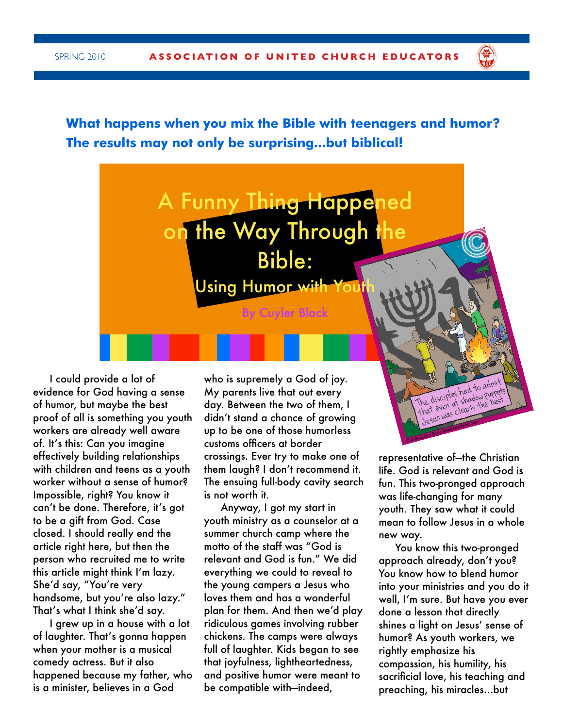**What happens when you mix the Bible with teenagers and humor? The results may not only be surprising...but biblical!**

# A Funny Thing Happened on the Way Through the Bible:

## Using Humor with Youth

By Cuyler Black

The disciples had to admit that even at shadow puppets Jesus was clearly the best.

I could provide a lot of evidence for God having a sense of humor, but maybe the best proof of all is something you youth workers are already well aware of. It's this: Can you imagine effectively building relationships with children and teens as a youth worker without a sense of humor? Impossible, right? You know it can't be done. Therefore, it's got to be a gift from God. Case closed. I should really end the article right here, but then the person who recruited me to write this article might think I'm lazy. She'd say, "You're very handsome, but you're also lazy." That's what I think she'd say.

I grew up in a house with a lot of laughter. That's gonna happen when your mother is a musical comedy actress. But it also happened because my father, who is a minister, believes in a God who is supremely a God of joy. My parents live that out every day. Between the two of them, I didn't stand a chance of growing up to be one of those humorless customs officers at border crossings. Ever try to make one of them laugh? I don't recommend it. The ensuing full-body cavity search is not worth it.

Anyway, I got my start in youth ministry as a counselor at a summer church camp where the motto of the staff was "God is relevant and God is fun." We did everything we could to reveal to the young campers a Jesus who loves them and has a wonderful plan for them. And then we'd play ridiculous games involving rubber chickens. The camps were always full of laughter. Kids began to see that joyfulness, lightheartedness, and positive humor were meant to be compatible with—indeed, representative of—the Christian life. God is relevant and God is fun. This two-pronged approach was life-changing for many youth. They saw what it could mean to follow Jesus in a whole new way.

You know this two-pronged approach already, don't you? You know how to blend humor into your ministries and you do it well, I'm sure. But have you ever done a lesson that directly shines a light on Jesus' sense of humor? As youth workers, we rightly emphasize his compassion, his humility, his sacrificial love, his teaching and preaching, his miracles...but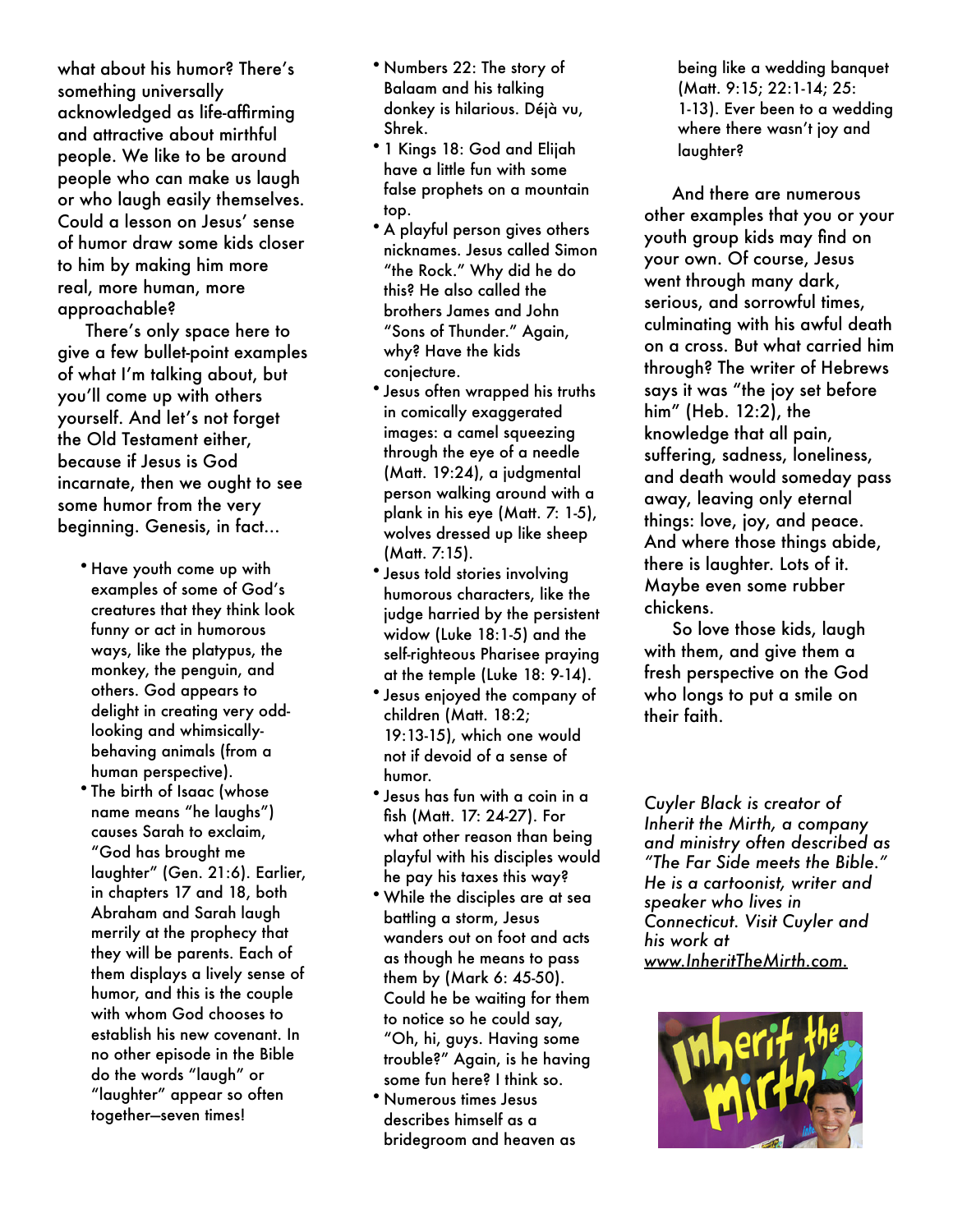what about his humor? There's something universally acknowledged as life-affirming and attractive about mirthful people. We like to be around people who can make us laugh or who laugh easily themselves. Could a lesson on Jesus' sense of humor draw some kids closer to him by making him more real, more human, more approachable?

There's only space here to give a few bullet-point examples of what I'm talking about, but you'll come up with others yourself. And let's not forget the Old Testament either, because if Jesus is God incarnate, then we ought to see some humor from the very beginning. Genesis, in fact...

- Have youth come up with examples of some of God's creatures that they think look funny or act in humorous ways, like the platypus, the monkey, the penguin, and others. God appears to delight in creating very odd-looking and whimsically-behaving animals (from a human perspective).
- The birth of Isaac (whose name means "he laughs") causes Sarah to exclaim, "God has brought me laughter" (Gen. 21:6). Earlier, in chapters 17 and 18, both Abraham and Sarah laugh merrily at the prophecy that they will be parents. Each of them displays a lively sense of humor, and this is the couple with whom God chooses to establish his new covenant. In no other episode in the Bible do the words "laugh" or "laughter" appear so often together—seven times!
- Numbers 22: The story of Balaam and his talking donkey is hilarious. Déjà vu, Shrek.
- 1 Kings 18: God and Elijah have a little fun with some false prophets on a mountain top.
- A playful person gives others nicknames. Jesus called Simon "the Rock." Why did he do this? He also called the brothers James and John "Sons of Thunder." Again, why? Have the kids conjecture.
- Jesus often wrapped his truths in comically exaggerated images: a camel squeezing through the eye of a needle (Matt. 19:24), a judgmental person walking around with a plank in his eye (Matt. 7: 1-5), wolves dressed up like sheep (Matt. 7:15).
- Jesus told stories involving humorous characters, like the judge harried by the persistent widow (Luke 18:1-5) and the self-righteous Pharisee praying at the temple (Luke 18: 9-14).
- Jesus enjoyed the company of children (Matt. 18:2; 19:13-15), which one would not if devoid of a sense of humor.
- Jesus has fun with a coin in a fish (Matt. 17: 24-27). For what other reason than being playful with his disciples would he pay his taxes this way?
- While the disciples are at sea battling a storm, Jesus wanders out on foot and acts as though he means to pass them by (Mark 6: 45-50). Could he be waiting for them to notice so he could say, "Oh, hi, guys. Having some trouble?" Again, is he having some fun here? I think so.
- Numerous times Jesus describes himself as a bridegroom and heaven as being like a wedding banquet (Matt. 9:15; 22:1-14; 25: 1-13). Ever been to a wedding where there wasn't joy and laughter?

And there are numerous other examples that you or your youth group kids may find on your own. Of course, Jesus went through many dark, serious, and sorrowful times, culminating with his awful death on a cross. But what carried him through? The writer of Hebrews says it was "the joy set before him" (Heb. 12:2), the knowledge that all pain, suffering, sadness, loneliness, and death would someday pass away, leaving only eternal things: love, joy, and peace. And where those things abide, there is laughter. Lots of it. Maybe even some rubber chickens.

So love those kids, laugh with them, and give them a fresh perspective on the God who longs to put a smile on their faith.

*Cuyler Black is creator of Inherit the Mirth, a company and ministry often described as "The Far Side meets the Bible." He is a cartoonist, writer and speaker who lives in Connecticut. Visit Cuyler and his work at www.InheritTheMirth.com.*